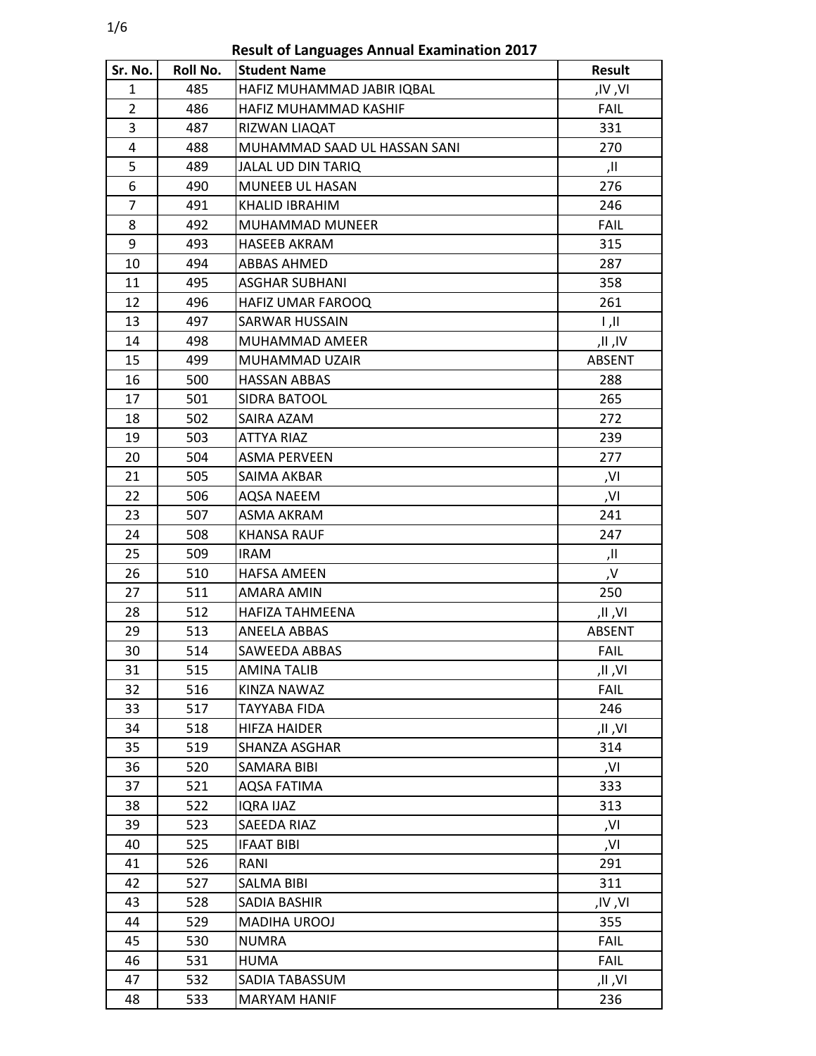# Result of Languages Annual Examination 2017

| Sr. No. | Roll No. | Student Name | Result |
|---|---|---|---|
| 1 | 485 | HAFIZ MUHAMMAD JABIR IQBAL | ,IV ,VI |
| 2 | 486 | HAFIZ MUHAMMAD KASHIF | FAIL |
| 3 | 487 | RIZWAN LIAQAT | 331 |
| 4 | 488 | MUHAMMAD SAAD UL HASSAN SANI | 270 |
| 5 | 489 | JALAL UD DIN TARIQ | ,II |
| 6 | 490 | MUNEEB UL HASAN | 276 |
| 7 | 491 | KHALID IBRAHIM | 246 |
| 8 | 492 | MUHAMMAD MUNEER | FAIL |
| 9 | 493 | HASEEB AKRAM | 315 |
| 10 | 494 | ABBAS AHMED | 287 |
| 11 | 495 | ASGHAR SUBHANI | 358 |
| 12 | 496 | HAFIZ UMAR FAROOQ | 261 |
| 13 | 497 | SARWAR HUSSAIN | I ,II |
| 14 | 498 | MUHAMMAD AMEER | ,II ,IV |
| 15 | 499 | MUHAMMAD UZAIR | ABSENT |
| 16 | 500 | HASSAN ABBAS | 288 |
| 17 | 501 | SIDRA BATOOL | 265 |
| 18 | 502 | SAIRA AZAM | 272 |
| 19 | 503 | ATTYA RIAZ | 239 |
| 20 | 504 | ASMA PERVEEN | 277 |
| 21 | 505 | SAIMA AKBAR | ,VI |
| 22 | 506 | AQSA NAEEM | ,VI |
| 23 | 507 | ASMA AKRAM | 241 |
| 24 | 508 | KHANSA RAUF | 247 |
| 25 | 509 | IRAM | ,II |
| 26 | 510 | HAFSA AMEEN | ,V |
| 27 | 511 | AMARA AMIN | 250 |
| 28 | 512 | HAFIZA TAHMEENA | ,II ,VI |
| 29 | 513 | ANEELA ABBAS | ABSENT |
| 30 | 514 | SAWEEDA ABBAS | FAIL |
| 31 | 515 | AMINA TALIB | ,II ,VI |
| 32 | 516 | KINZA NAWAZ | FAIL |
| 33 | 517 | TAYYABA FIDA | 246 |
| 34 | 518 | HIFZA HAIDER | ,II ,VI |
| 35 | 519 | SHANZA ASGHAR | 314 |
| 36 | 520 | SAMARA BIBI | ,VI |
| 37 | 521 | AQSA FATIMA | 333 |
| 38 | 522 | IQRA IJAZ | 313 |
| 39 | 523 | SAEEDA RIAZ | ,VI |
| 40 | 525 | IFAAT BIBI | ,VI |
| 41 | 526 | RANI | 291 |
| 42 | 527 | SALMA BIBI | 311 |
| 43 | 528 | SADIA BASHIR | ,IV ,VI |
| 44 | 529 | MADIHA UROOJ | 355 |
| 45 | 530 | NUMRA | FAIL |
| 46 | 531 | HUMA | FAIL |
| 47 | 532 | SADIA TABASSUM | ,II ,VI |
| 48 | 533 | MARYAM HANIF | 236 |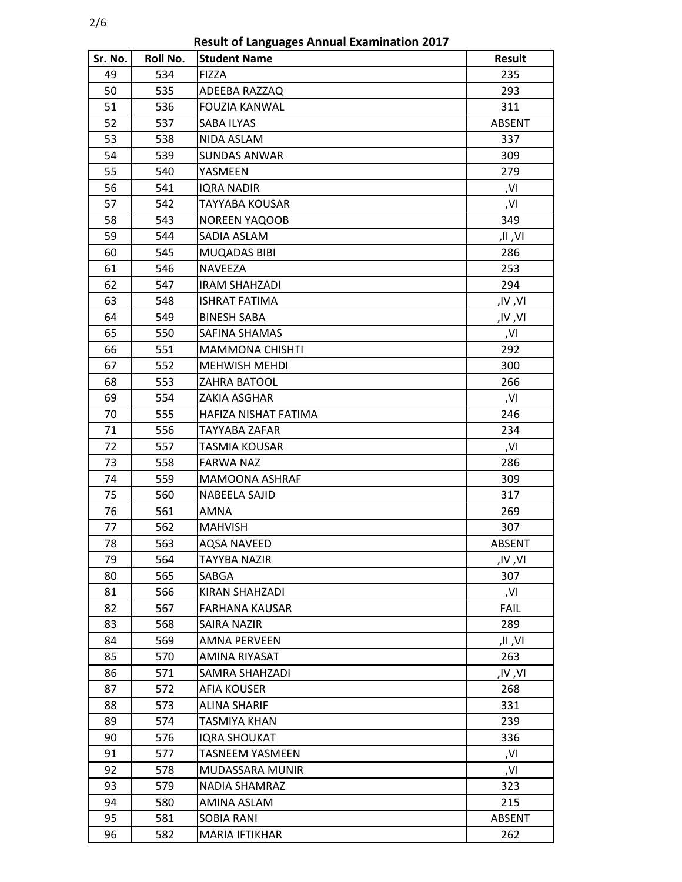**Result of Languages Annual Examination 2017**

| Sr. No. | Roll No. | Student Name | Result |
|---|---|---|---|
| 49 | 534 | FIZZA | 235 |
| 50 | 535 | ADEEBA RAZZAQ | 293 |
| 51 | 536 | FOUZIA KANWAL | 311 |
| 52 | 537 | SABA ILYAS | ABSENT |
| 53 | 538 | NIDA ASLAM | 337 |
| 54 | 539 | SUNDAS ANWAR | 309 |
| 55 | 540 | YASMEEN | 279 |
| 56 | 541 | IQRA NADIR | ,VI |
| 57 | 542 | TAYYABA KOUSAR | ,VI |
| 58 | 543 | NOREEN YAQOOB | 349 |
| 59 | 544 | SADIA ASLAM | ,II ,VI |
| 60 | 545 | MUQADAS BIBI | 286 |
| 61 | 546 | NAVEEZA | 253 |
| 62 | 547 | IRAM SHAHZADI | 294 |
| 63 | 548 | ISHRAT FATIMA | ,IV ,VI |
| 64 | 549 | BINESH SABA | ,IV ,VI |
| 65 | 550 | SAFINA SHAMAS | ,VI |
| 66 | 551 | MAMMONA CHISHTI | 292 |
| 67 | 552 | MEHWISH MEHDI | 300 |
| 68 | 553 | ZAHRA BATOOL | 266 |
| 69 | 554 | ZAKIA ASGHAR | ,VI |
| 70 | 555 | HAFIZA NISHAT FATIMA | 246 |
| 71 | 556 | TAYYABA ZAFAR | 234 |
| 72 | 557 | TASMIA KOUSAR | ,VI |
| 73 | 558 | FARWA NAZ | 286 |
| 74 | 559 | MAMOONA ASHRAF | 309 |
| 75 | 560 | NABEELA SAJID | 317 |
| 76 | 561 | AMNA | 269 |
| 77 | 562 | MAHVISH | 307 |
| 78 | 563 | AQSA NAVEED | ABSENT |
| 79 | 564 | TAYYBA NAZIR | ,IV ,VI |
| 80 | 565 | SABGA | 307 |
| 81 | 566 | KIRAN SHAHZADI | ,VI |
| 82 | 567 | FARHANA KAUSAR | FAIL |
| 83 | 568 | SAIRA NAZIR | 289 |
| 84 | 569 | AMNA PERVEEN | ,II ,VI |
| 85 | 570 | AMINA RIYASAT | 263 |
| 86 | 571 | SAMRA SHAHZADI | ,IV ,VI |
| 87 | 572 | AFIA KOUSER | 268 |
| 88 | 573 | ALINA SHARIF | 331 |
| 89 | 574 | TASMIYA KHAN | 239 |
| 90 | 576 | IQRA SHOUKAT | 336 |
| 91 | 577 | TASNEEM YASMEEN | ,VI |
| 92 | 578 | MUDASSARA MUNIR | ,VI |
| 93 | 579 | NADIA SHAMRAZ | 323 |
| 94 | 580 | AMINA ASLAM | 215 |
| 95 | 581 | SOBIA RANI | ABSENT |
| 96 | 582 | MARIA IFTIKHAR | 262 |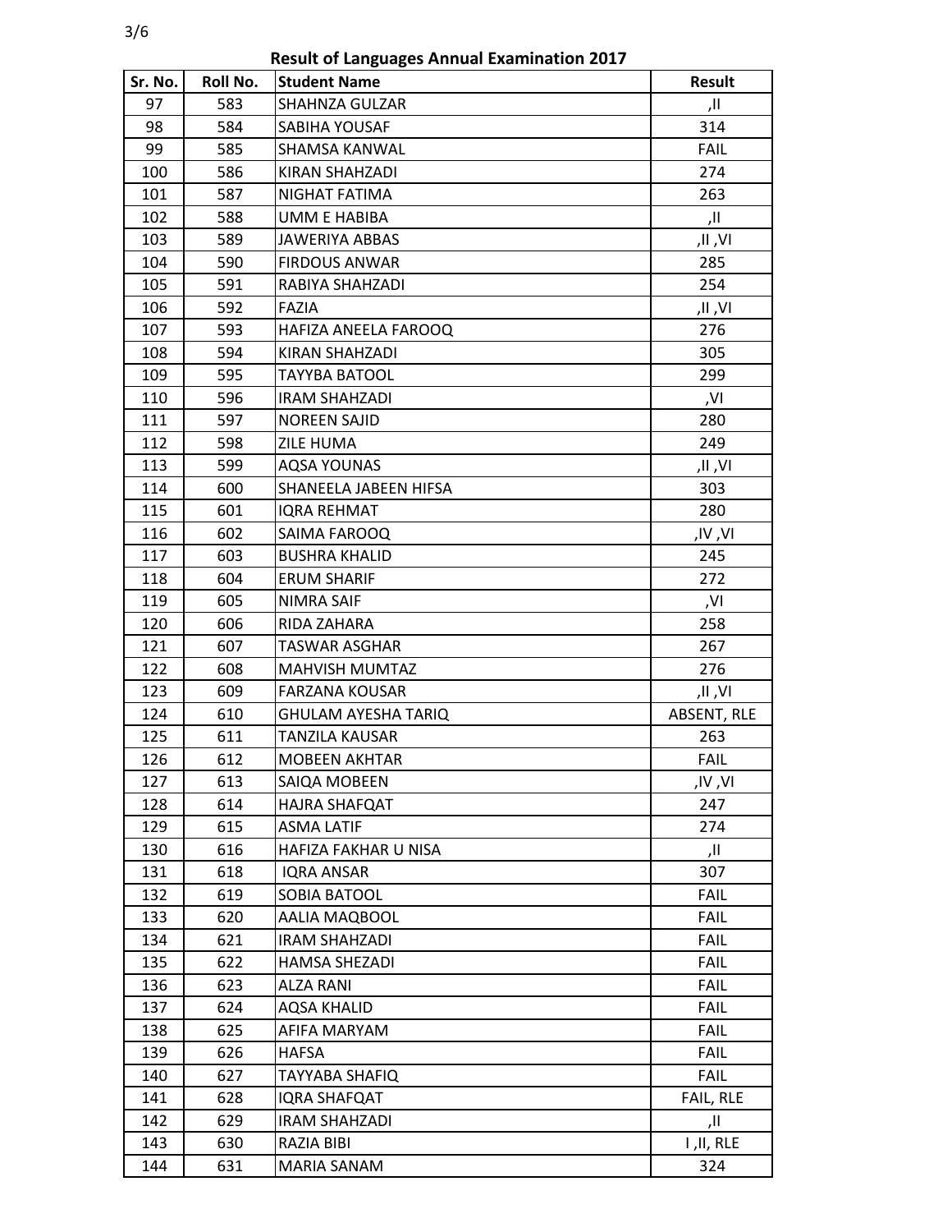**Result of Languages Annual Examination 2017**

| Sr. No. | Roll No. | Student Name | Result |
|---|---|---|---|
| 97 | 583 | SHAHNZA GULZAR | ,II |
| 98 | 584 | SABIHA YOUSAF | 314 |
| 99 | 585 | SHAMSA KANWAL | FAIL |
| 100 | 586 | KIRAN SHAHZADI | 274 |
| 101 | 587 | NIGHAT FATIMA | 263 |
| 102 | 588 | UMM E HABIBA | ,II |
| 103 | 589 | JAWERIYA ABBAS | ,II ,VI |
| 104 | 590 | FIRDOUS ANWAR | 285 |
| 105 | 591 | RABIYA SHAHZADI | 254 |
| 106 | 592 | FAZIA | ,II ,VI |
| 107 | 593 | HAFIZA ANEELA FAROOQ | 276 |
| 108 | 594 | KIRAN SHAHZADI | 305 |
| 109 | 595 | TAYYBA BATOOL | 299 |
| 110 | 596 | IRAM SHAHZADI | ,VI |
| 111 | 597 | NOREEN SAJID | 280 |
| 112 | 598 | ZILE HUMA | 249 |
| 113 | 599 | AQSA YOUNAS | ,II ,VI |
| 114 | 600 | SHANEELA JABEEN HIFSA | 303 |
| 115 | 601 | IQRA REHMAT | 280 |
| 116 | 602 | SAIMA FAROOQ | ,IV ,VI |
| 117 | 603 | BUSHRA KHALID | 245 |
| 118 | 604 | ERUM SHARIF | 272 |
| 119 | 605 | NIMRA SAIF | ,VI |
| 120 | 606 | RIDA ZAHARA | 258 |
| 121 | 607 | TASWAR ASGHAR | 267 |
| 122 | 608 | MAHVISH MUMTAZ | 276 |
| 123 | 609 | FARZANA KOUSAR | ,II ,VI |
| 124 | 610 | GHULAM AYESHA TARIQ | ABSENT, RLE |
| 125 | 611 | TANZILA KAUSAR | 263 |
| 126 | 612 | MOBEEN AKHTAR | FAIL |
| 127 | 613 | SAIQA MOBEEN | ,IV ,VI |
| 128 | 614 | HAJRA SHAFQAT | 247 |
| 129 | 615 | ASMA LATIF | 274 |
| 130 | 616 | HAFIZA FAKHAR U NISA | ,II |
| 131 | 618 | IQRA ANSAR | 307 |
| 132 | 619 | SOBIA BATOOL | FAIL |
| 133 | 620 | AALIA MAQBOOL | FAIL |
| 134 | 621 | IRAM SHAHZADI | FAIL |
| 135 | 622 | HAMSA SHEZADI | FAIL |
| 136 | 623 | ALZA RANI | FAIL |
| 137 | 624 | AQSA KHALID | FAIL |
| 138 | 625 | AFIFA MARYAM | FAIL |
| 139 | 626 | HAFSA | FAIL |
| 140 | 627 | TAYYABA SHAFIQ | FAIL |
| 141 | 628 | IQRA SHAFQAT | FAIL, RLE |
| 142 | 629 | IRAM SHAHZADI | ,II |
| 143 | 630 | RAZIA BIBI | I ,II, RLE |
| 144 | 631 | MARIA SANAM | 324 |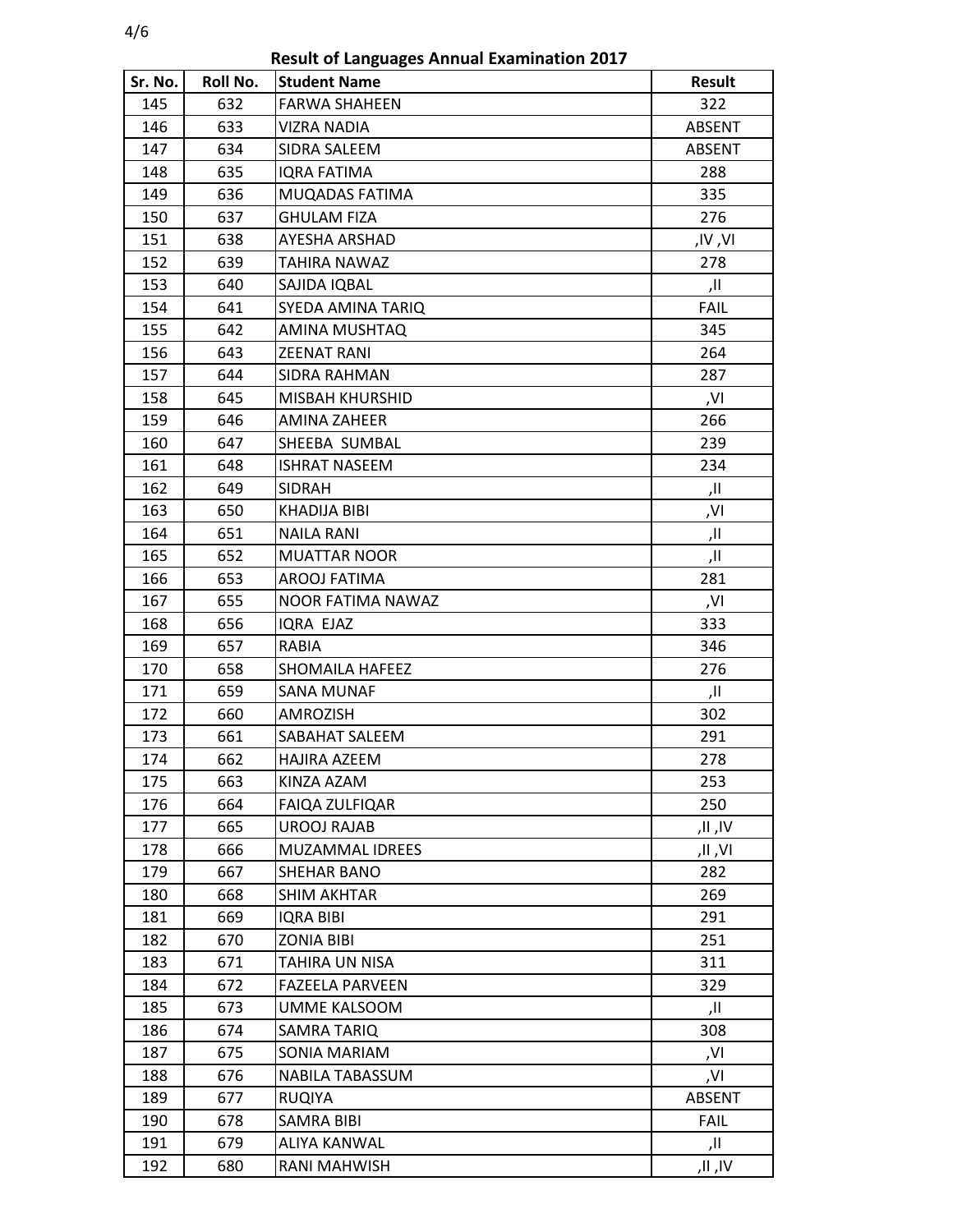**Result of Languages Annual Examination 2017**

| Sr. No. | Roll No. | Student Name | Result |
|---|---|---|---|
| 145 | 632 | FARWA SHAHEEN | 322 |
| 146 | 633 | VIZRA NADIA | ABSENT |
| 147 | 634 | SIDRA SALEEM | ABSENT |
| 148 | 635 | IQRA FATIMA | 288 |
| 149 | 636 | MUQADAS FATIMA | 335 |
| 150 | 637 | GHULAM FIZA | 276 |
| 151 | 638 | AYESHA ARSHAD | ,IV ,VI |
| 152 | 639 | TAHIRA NAWAZ | 278 |
| 153 | 640 | SAJIDA IQBAL | ,II |
| 154 | 641 | SYEDA AMINA TARIQ | FAIL |
| 155 | 642 | AMINA MUSHTAQ | 345 |
| 156 | 643 | ZEENAT RANI | 264 |
| 157 | 644 | SIDRA RAHMAN | 287 |
| 158 | 645 | MISBAH KHURSHID | ,VI |
| 159 | 646 | AMINA ZAHEER | 266 |
| 160 | 647 | SHEEBA SUMBAL | 239 |
| 161 | 648 | ISHRAT NASEEM | 234 |
| 162 | 649 | SIDRAH | ,II |
| 163 | 650 | KHADIJA BIBI | ,VI |
| 164 | 651 | NAILA RANI | ,II |
| 165 | 652 | MUATTAR NOOR | ,II |
| 166 | 653 | AROOJ FATIMA | 281 |
| 167 | 655 | NOOR FATIMA NAWAZ | ,VI |
| 168 | 656 | IQRA EJAZ | 333 |
| 169 | 657 | RABIA | 346 |
| 170 | 658 | SHOMAILA HAFEEZ | 276 |
| 171 | 659 | SANA MUNAF | ,II |
| 172 | 660 | AMROZISH | 302 |
| 173 | 661 | SABAHAT SALEEM | 291 |
| 174 | 662 | HAJIRA AZEEM | 278 |
| 175 | 663 | KINZA AZAM | 253 |
| 176 | 664 | FAIQA ZULFIQAR | 250 |
| 177 | 665 | UROOJ RAJAB | ,II ,IV |
| 178 | 666 | MUZAMMAL IDREES | ,II ,VI |
| 179 | 667 | SHEHAR BANO | 282 |
| 180 | 668 | SHIM AKHTAR | 269 |
| 181 | 669 | IQRA BIBI | 291 |
| 182 | 670 | ZONIA BIBI | 251 |
| 183 | 671 | TAHIRA UN NISA | 311 |
| 184 | 672 | FAZEELA PARVEEN | 329 |
| 185 | 673 | UMME KALSOOM | ,II |
| 186 | 674 | SAMRA TARIQ | 308 |
| 187 | 675 | SONIA MARIAM | ,VI |
| 188 | 676 | NABILA TABASSUM | ,VI |
| 189 | 677 | RUQIYA | ABSENT |
| 190 | 678 | SAMRA BIBI | FAIL |
| 191 | 679 | ALIYA KANWAL | ,II |
| 192 | 680 | RANI MAHWISH | ,II ,IV |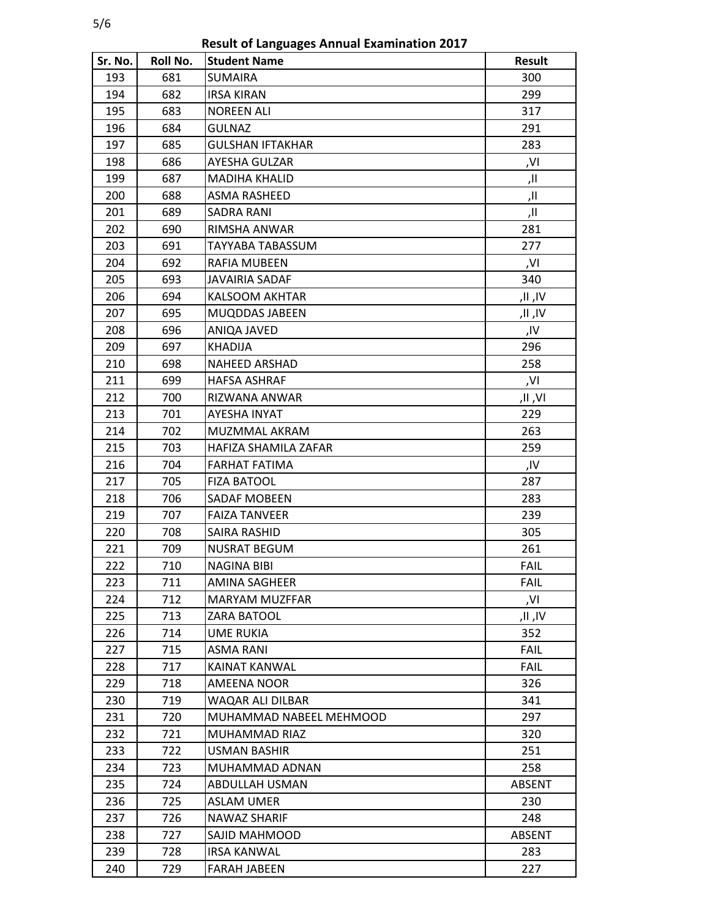**Result of Languages Annual Examination 2017**

| Sr. No. | Roll No. | Student Name | Result |
|---|---|---|---|
| 193 | 681 | SUMAIRA | 300 |
| 194 | 682 | IRSA KIRAN | 299 |
| 195 | 683 | NOREEN ALI | 317 |
| 196 | 684 | GULNAZ | 291 |
| 197 | 685 | GULSHAN IFTAKHAR | 283 |
| 198 | 686 | AYESHA GULZAR | ,VI |
| 199 | 687 | MADIHA KHALID | ,II |
| 200 | 688 | ASMA RASHEED | ,II |
| 201 | 689 | SADRA RANI | ,II |
| 202 | 690 | RIMSHA ANWAR | 281 |
| 203 | 691 | TAYYABA TABASSUM | 277 |
| 204 | 692 | RAFIA MUBEEN | ,VI |
| 205 | 693 | JAVAIRIA SADAF | 340 |
| 206 | 694 | KALSOOM AKHTAR | ,II ,IV |
| 207 | 695 | MUQDDAS JABEEN | ,II ,IV |
| 208 | 696 | ANIQA JAVED | ,IV |
| 209 | 697 | KHADIJA | 296 |
| 210 | 698 | NAHEED ARSHAD | 258 |
| 211 | 699 | HAFSA ASHRAF | ,VI |
| 212 | 700 | RIZWANA ANWAR | ,II ,VI |
| 213 | 701 | AYESHA INYAT | 229 |
| 214 | 702 | MUZMMAL AKRAM | 263 |
| 215 | 703 | HAFIZA SHAMILA ZAFAR | 259 |
| 216 | 704 | FARHAT FATIMA | ,IV |
| 217 | 705 | FIZA BATOOL | 287 |
| 218 | 706 | SADAF MOBEEN | 283 |
| 219 | 707 | FAIZA TANVEER | 239 |
| 220 | 708 | SAIRA RASHID | 305 |
| 221 | 709 | NUSRAT BEGUM | 261 |
| 222 | 710 | NAGINA BIBI | FAIL |
| 223 | 711 | AMINA SAGHEER | FAIL |
| 224 | 712 | MARYAM MUZFFAR | ,VI |
| 225 | 713 | ZARA BATOOL | ,II ,IV |
| 226 | 714 | UME RUKIA | 352 |
| 227 | 715 | ASMA RANI | FAIL |
| 228 | 717 | KAINAT KANWAL | FAIL |
| 229 | 718 | AMEENA NOOR | 326 |
| 230 | 719 | WAQAR ALI DILBAR | 341 |
| 231 | 720 | MUHAMMAD NABEEL MEHMOOD | 297 |
| 232 | 721 | MUHAMMAD RIAZ | 320 |
| 233 | 722 | USMAN BASHIR | 251 |
| 234 | 723 | MUHAMMAD ADNAN | 258 |
| 235 | 724 | ABDULLAH USMAN | ABSENT |
| 236 | 725 | ASLAM UMER | 230 |
| 237 | 726 | NAWAZ SHARIF | 248 |
| 238 | 727 | SAJID MAHMOOD | ABSENT |
| 239 | 728 | IRSA KANWAL | 283 |
| 240 | 729 | FARAH JABEEN | 227 |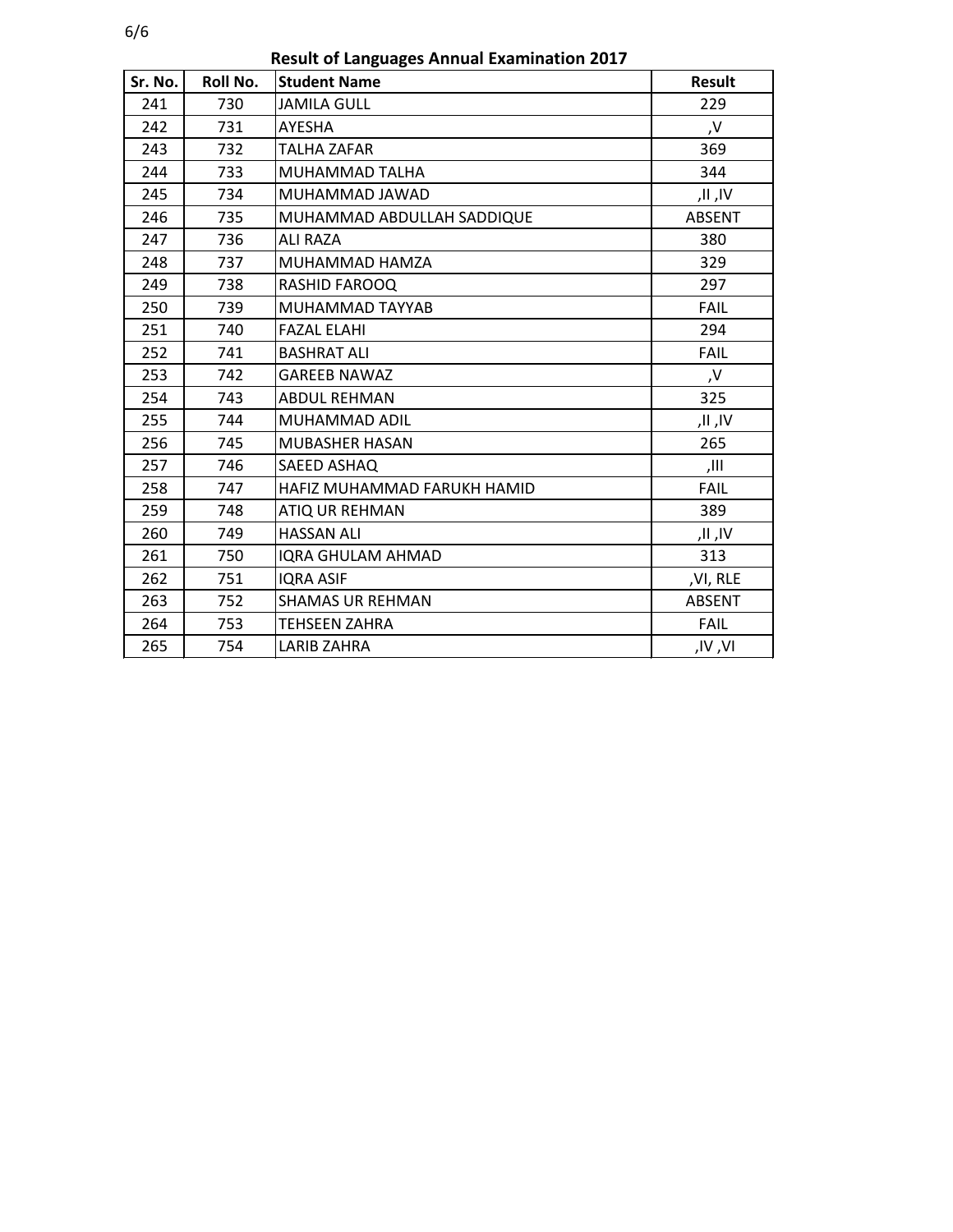## Result of Languages Annual Examination 2017

| Sr. No. | Roll No. | Student Name | Result |
|---|---|---|---|
| 241 | 730 | JAMILA GULL | 229 |
| 242 | 731 | AYESHA | ,V |
| 243 | 732 | TALHA ZAFAR | 369 |
| 244 | 733 | MUHAMMAD TALHA | 344 |
| 245 | 734 | MUHAMMAD JAWAD | ,II ,IV |
| 246 | 735 | MUHAMMAD ABDULLAH SADDIQUE | ABSENT |
| 247 | 736 | ALI RAZA | 380 |
| 248 | 737 | MUHAMMAD HAMZA | 329 |
| 249 | 738 | RASHID FAROOQ | 297 |
| 250 | 739 | MUHAMMAD TAYYAB | FAIL |
| 251 | 740 | FAZAL ELAHI | 294 |
| 252 | 741 | BASHRAT ALI | FAIL |
| 253 | 742 | GAREEB NAWAZ | ,V |
| 254 | 743 | ABDUL REHMAN | 325 |
| 255 | 744 | MUHAMMAD ADIL | ,II ,IV |
| 256 | 745 | MUBASHER HASAN | 265 |
| 257 | 746 | SAEED ASHAQ | ,III |
| 258 | 747 | HAFIZ MUHAMMAD FARUKH HAMID | FAIL |
| 259 | 748 | ATIQ UR REHMAN | 389 |
| 260 | 749 | HASSAN ALI | ,II ,IV |
| 261 | 750 | IQRA GHULAM AHMAD | 313 |
| 262 | 751 | IQRA ASIF | ,VI, RLE |
| 263 | 752 | SHAMAS UR REHMAN | ABSENT |
| 264 | 753 | TEHSEEN ZAHRA | FAIL |
| 265 | 754 | LARIB ZAHRA | ,IV ,VI |